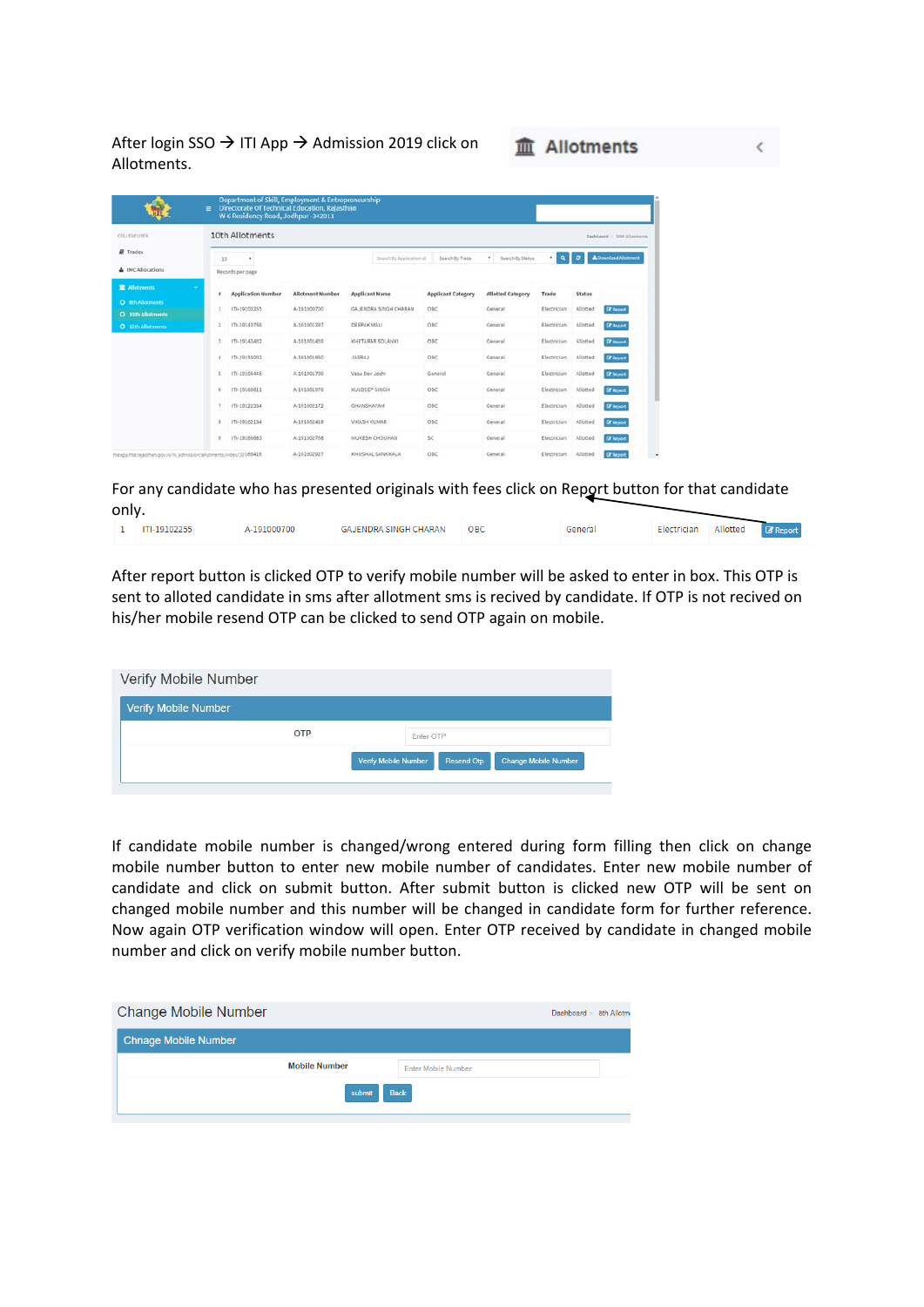After login SSO → ITI App → Admission 2019 click on Allotments.

Allotments

For any candidate who has presented originals with fees click on Report button for that candidate only.

| 1 | ITI-19102255 | A-191000700 | GAJENDRA SINGH CHARAN | OBC | General | Electrician | Allotted | Report |
|---|---|---|---|---|---|---|---|---|

After report button is clicked OTP to verify mobile number will be asked to enter in box. This OTP is sent to alloted candidate in sms after allotment sms is recived by candidate. If OTP is not recived on his/her mobile resend OTP can be clicked to send OTP again on mobile.

Verify Mobile Number

Verify Mobile Number

OTP | Enter OTP

Verify Mobile Number | Resend Otp | Change Mobile Number

If candidate mobile number is changed/wrong entered during form filling then click on change mobile number button to enter new mobile number of candidates. Enter new mobile number of candidate and click on submit button. After submit button is clicked new OTP will be sent on changed mobile number and this number will be changed in candidate form for further reference. Now again OTP verification window will open. Enter OTP received by candidate in changed mobile number and click on verify mobile number button.

Change Mobile Number

Chnage Mobile Number

Mobile Number | Enter Mobile Number

submit | Back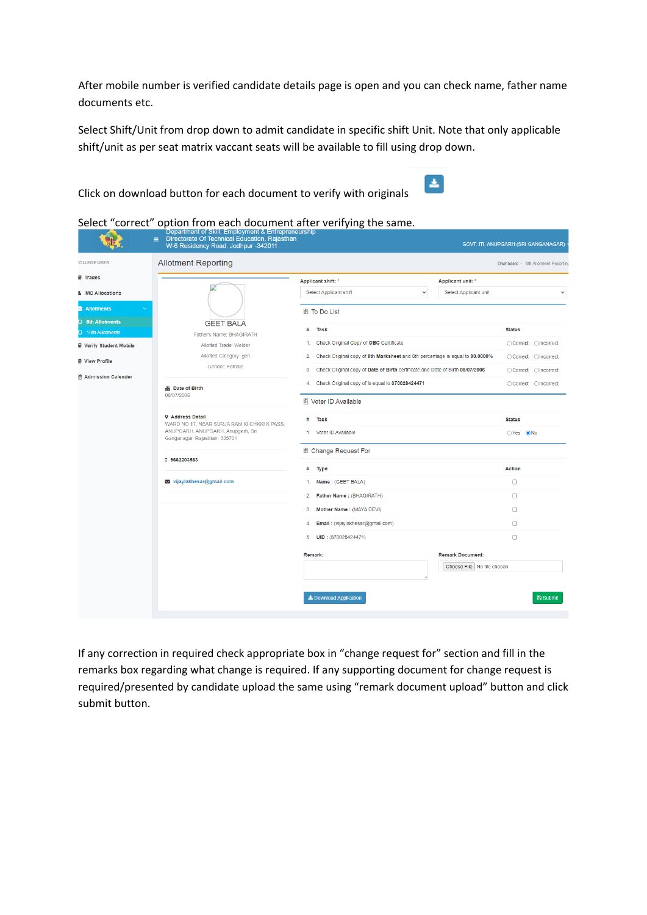After mobile number is verified candidate details page is open and you can check name, father name documents etc.

Select Shift/Unit from drop down to admit candidate in specific shift Unit. Note that only applicable shift/unit as per seat matrix vaccant seats will be available to fill using drop down.

Click on download button for each document to verify with originals

Select "correct" option from each document after verifying the same.

Department of Skill, Employment & Entrepreneurship
Directorate Of Technical Education, Rajasthan
W-6 Residency Road, Jodhpur -342011

GOVT. ITI, ANUPGARH (SRI GANGANAGAR)

COLLEGE USER

- Trades
- IMC Allocations
- Allotments
  - 8th Allotments
  - 10th Allotments
- Verify Student Mobile
- View Profile
- Admission Calender

Allotment Reporting

Dashboard > 8th Allotment Reporting

GEET BALA

Father's Name: BHAGIRATH

Allotted Trade: Welder

Allotted Category: gen

Gender: Female

Date of Birth
08/07/2006

Address Detail
WARD NO 17, NEAR SURJA RAM KI CHKKI K PASS, ANUPGARH, ANUPGARH, Anupgarh, Sri Ganganagar, Rajasthan- 335701

9662203563

vijaylakhesar@gmail.com

Applicant shift: * Select Applicant shift

Applicant unit: * Select Applicant unit

To Do List

| # | Task | Status |
|---|---|---|
| 1. | Check Original Copy of OBC Certificate | ○Correct ○Incorrect |
| 2. | Check Original copy of 8th Marksheet and 8th percentage is equal to 90.0000% | ○Correct ○Incorrect |
| 3. | Check Original copy of Date of Birth certificate and Date of Birth 08/07/2006 | ○Correct ○Incorrect |
| 4. | Check Original copy of is equal to 370028424471 | ○Correct ○Incorrect |

Voter ID Available

| # | Task | Status |
|---|---|---|
| 1. | Voter ID Available | ○Yes ◉No |

Change Request For

| # | Type | Action |
|---|---|---|
| 1. | Name : (GEET BALA) | ☐ |
| 2. | Father Name : (BHAGIRATH) | ☐ |
| 3. | Mother Name : (MAYA DEVI) | ☐ |
| 4. | Email : (vijaylakhesar@gmail.com) | ☐ |
| 5. | UID : (370028424471) | ☐ |

Remark:

Remark Document: Choose File No file chosen

Download Application

Submit

If any correction in required check appropriate box in "change request for" section and fill in the remarks box regarding what change is required. If any supporting document for change request is required/presented by candidate upload the same using "remark document upload" button and click submit button.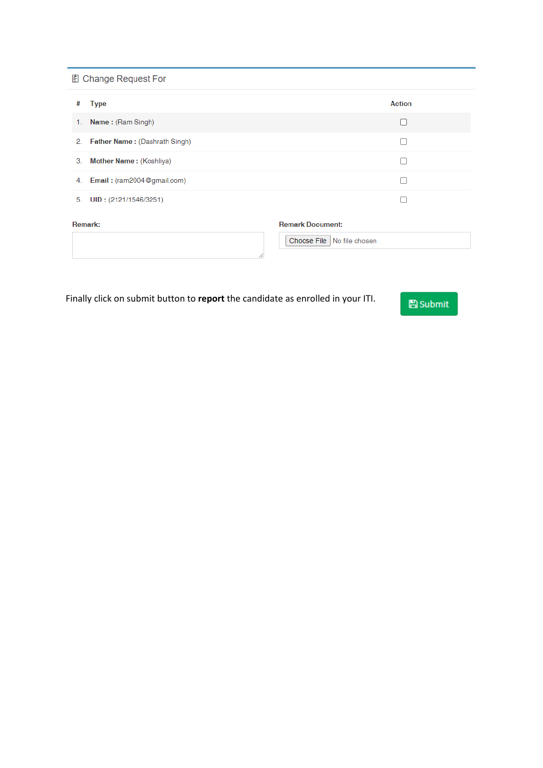## Change Request For

| # | Type | Action |
|---|---|---|
| 1. | **Name :** (Ram Singh) | ☐ |
| 2. | **Father Name :** (Dashrath Singh) | ☐ |
| 3. | **Mother Name :** (Koshliya) | ☐ |
| 4. | **Email :** (ram2004@gmail.com) | ☐ |
| 5. | **UID :** (2121/1546/3251) | ☐ |

**Remark:**

**Remark Document:** Choose File No file chosen

Finally click on submit button to **report** the candidate as enrolled in your ITI.

Submit